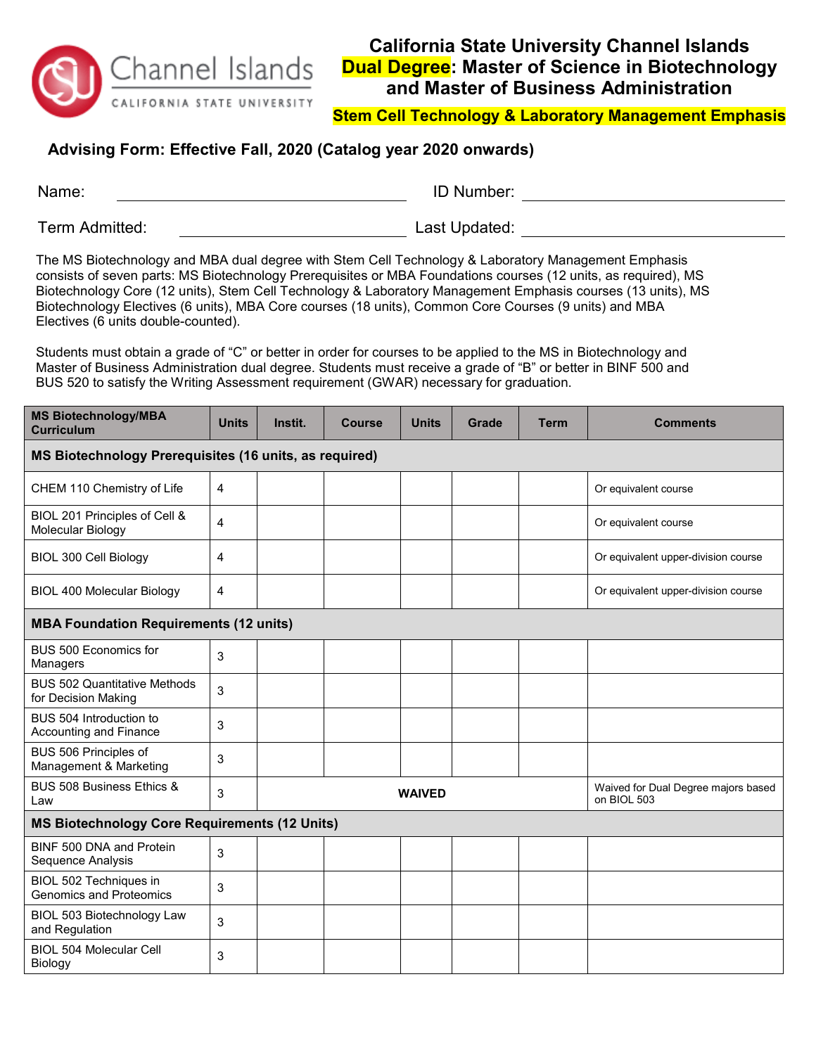# California State University Channel Islands
# Dual Degree: Master of Science in Biotechnology and Master of Business Administration

## Stem Cell Technology & Laboratory Management Emphasis

**Advising Form: Effective Fall, 2020 (Catalog year 2020 onwards)**

Name: ______________________________ ID Number: ______________________________

Term Admitted: ______________________________ Last Updated: ______________________________

The MS Biotechnology and MBA dual degree with Stem Cell Technology & Laboratory Management Emphasis consists of seven parts: MS Biotechnology Prerequisites or MBA Foundations courses (12 units, as required), MS Biotechnology Core (12 units), Stem Cell Technology & Laboratory Management Emphasis courses (13 units), MS Biotechnology Electives (6 units), MBA Core courses (18 units), Common Core Courses (9 units) and MBA Electives (6 units double-counted).

Students must obtain a grade of "C" or better in order for courses to be applied to the MS in Biotechnology and Master of Business Administration dual degree. Students must receive a grade of "B" or better in BINF 500 and BUS 520 to satisfy the Writing Assessment requirement (GWAR) necessary for graduation.

| MS Biotechnology/MBA Curriculum | Units | Instit. | Course | Units | Grade | Term | Comments |
|---|---|---|---|---|---|---|---|
| **MS Biotechnology Prerequisites (16 units, as required)** | | | | | | | |
| CHEM 110 Chemistry of Life | 4 | | | | | | Or equivalent course |
| BIOL 201 Principles of Cell & Molecular Biology | 4 | | | | | | Or equivalent course |
| BIOL 300 Cell Biology | 4 | | | | | | Or equivalent upper-division course |
| BIOL 400 Molecular Biology | 4 | | | | | | Or equivalent upper-division course |
| **MBA Foundation Requirements (12 units)** | | | | | | | |
| BUS 500 Economics for Managers | 3 | | | | | | |
| BUS 502 Quantitative Methods for Decision Making | 3 | | | | | | |
| BUS 504 Introduction to Accounting and Finance | 3 | | | | | | |
| BUS 506 Principles of Management & Marketing | 3 | | | | | | |
| BUS 508 Business Ethics & Law | 3 | WAIVED | | | | | Waived for Dual Degree majors based on BIOL 503 |
| **MS Biotechnology Core Requirements (12 Units)** | | | | | | | |
| BINF 500 DNA and Protein Sequence Analysis | 3 | | | | | | |
| BIOL 502 Techniques in Genomics and Proteomics | 3 | | | | | | |
| BIOL 503 Biotechnology Law and Regulation | 3 | | | | | | |
| BIOL 504 Molecular Cell Biology | 3 | | | | | | |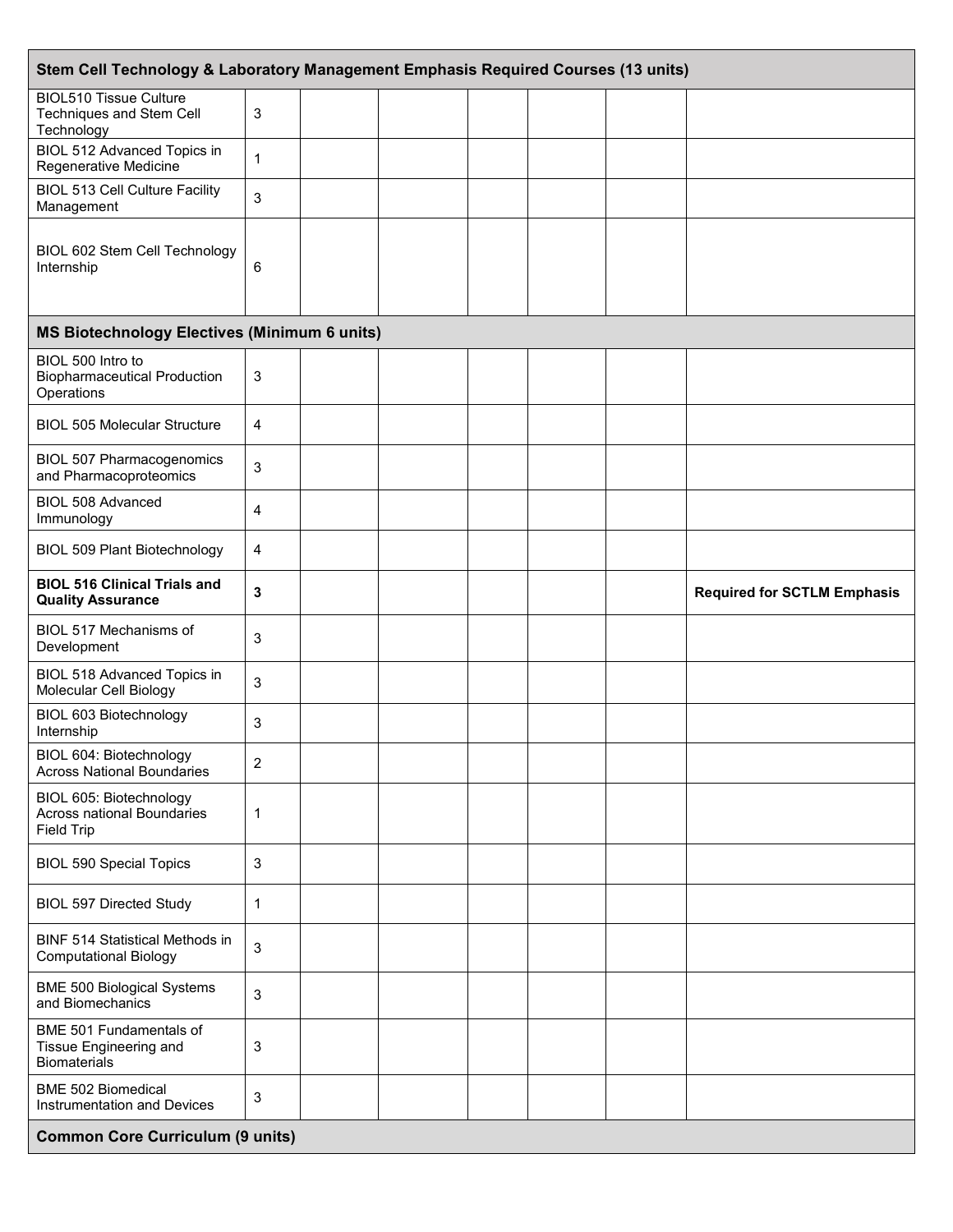| Stem Cell Technology & Laboratory Management Emphasis Required Courses (13 units) | | | | | | | |
|---|---|---|---|---|---|---|---|
| BIOL510 Tissue Culture Techniques and Stem Cell Technology | 3 | | | | | | |
| BIOL 512 Advanced Topics in Regenerative Medicine | 1 | | | | | | |
| BIOL 513 Cell Culture Facility Management | 3 | | | | | | |
| BIOL 602 Stem Cell Technology Internship | 6 | | | | | | |
| **MS Biotechnology Electives (Minimum 6 units)** | | | | | | | |
| BIOL 500 Intro to Biopharmaceutical Production Operations | 3 | | | | | | |
| BIOL 505 Molecular Structure | 4 | | | | | | |
| BIOL 507 Pharmacogenomics and Pharmacoproteomics | 3 | | | | | | |
| BIOL 508 Advanced Immunology | 4 | | | | | | |
| BIOL 509 Plant Biotechnology | 4 | | | | | | |
| **BIOL 516 Clinical Trials and Quality Assurance** | **3** | | | | | | **Required for SCTLM Emphasis** |
| BIOL 517 Mechanisms of Development | 3 | | | | | | |
| BIOL 518 Advanced Topics in Molecular Cell Biology | 3 | | | | | | |
| BIOL 603 Biotechnology Internship | 3 | | | | | | |
| BIOL 604: Biotechnology Across National Boundaries | 2 | | | | | | |
| BIOL 605: Biotechnology Across national Boundaries Field Trip | 1 | | | | | | |
| BIOL 590 Special Topics | 3 | | | | | | |
| BIOL 597 Directed Study | 1 | | | | | | |
| BINF 514 Statistical Methods in Computational Biology | 3 | | | | | | |
| BME 500 Biological Systems and Biomechanics | 3 | | | | | | |
| BME 501 Fundamentals of Tissue Engineering and Biomaterials | 3 | | | | | | |
| BME 502 Biomedical Instrumentation and Devices | 3 | | | | | | |
| **Common Core Curriculum (9 units)** | | | | | | | |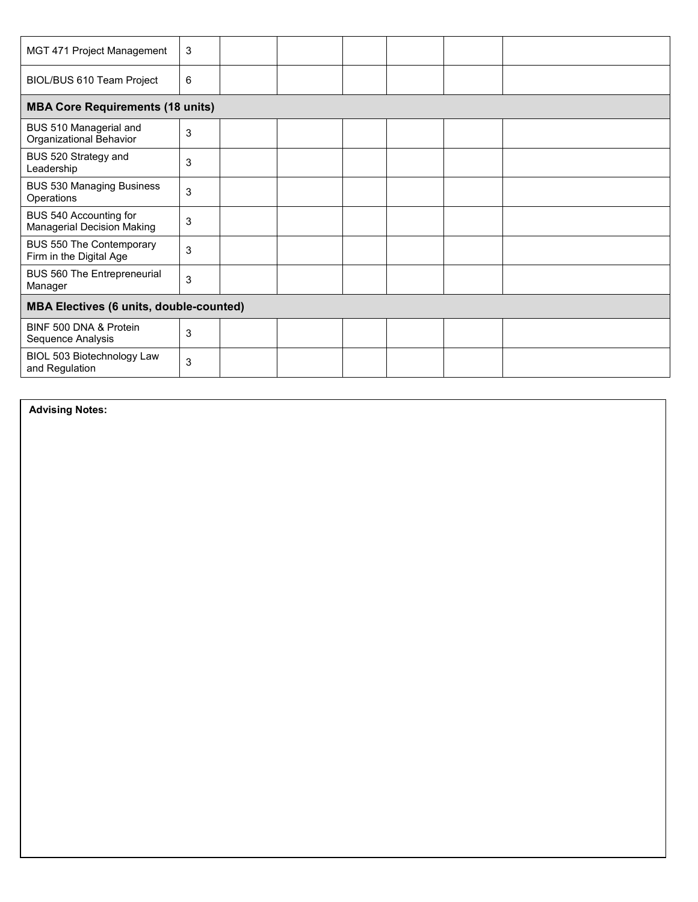| | | | | | | | |
|---|---|---|---|---|---|---|---|
| MGT 471 Project Management | 3 | | | | | | |
| BIOL/BUS 610 Team Project | 6 | | | | | | |
| **MBA Core Requirements (18 units)** | | | | | | | |
| BUS 510 Managerial and Organizational Behavior | 3 | | | | | | |
| BUS 520 Strategy and Leadership | 3 | | | | | | |
| BUS 530 Managing Business Operations | 3 | | | | | | |
| BUS 540 Accounting for Managerial Decision Making | 3 | | | | | | |
| BUS 550 The Contemporary Firm in the Digital Age | 3 | | | | | | |
| BUS 560 The Entrepreneurial Manager | 3 | | | | | | |
| **MBA Electives (6 units, double-counted)** | | | | | | | |
| BINF 500 DNA & Protein Sequence Analysis | 3 | | | | | | |
| BIOL 503 Biotechnology Law and Regulation | 3 | | | | | | |

**Advising Notes:**